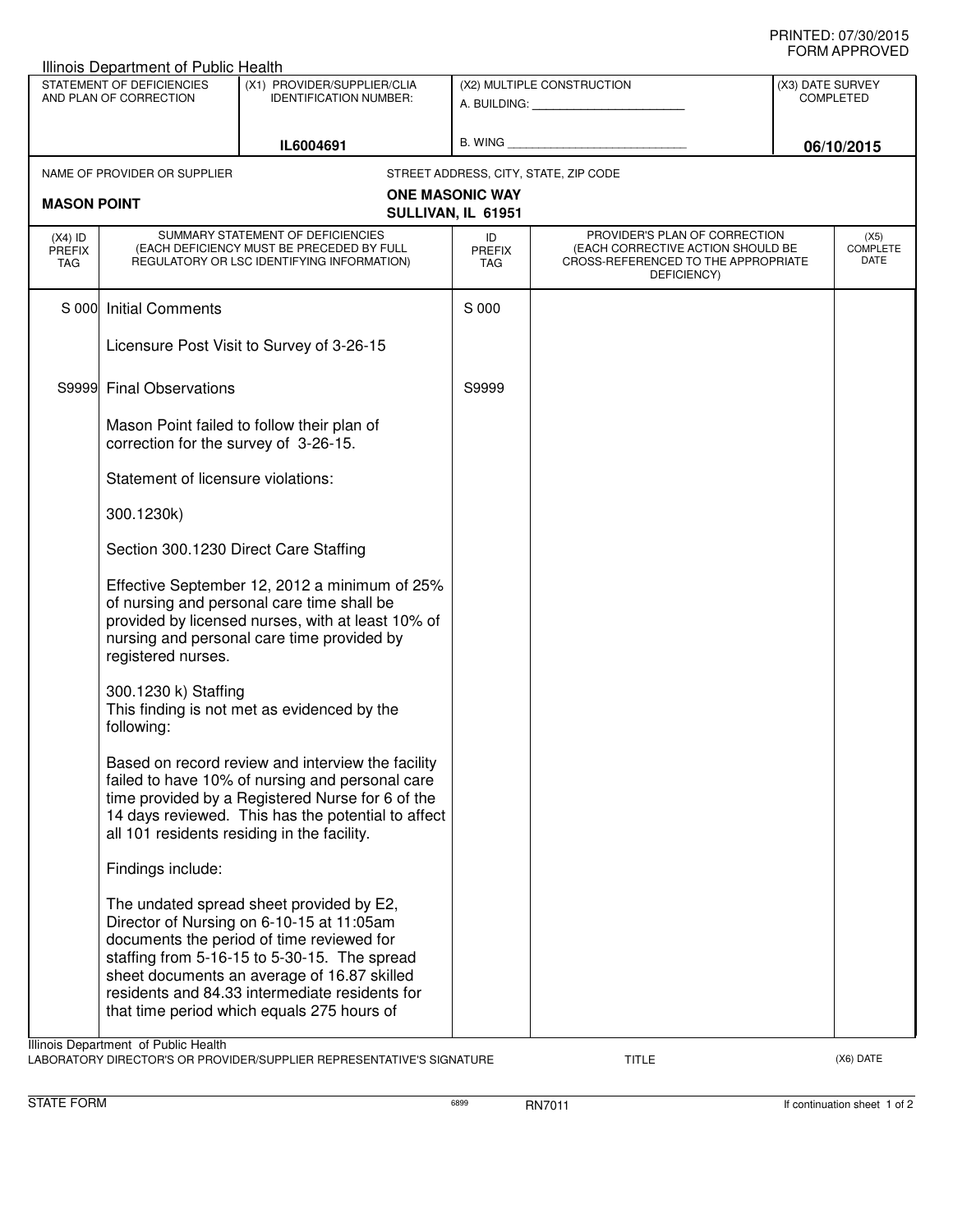PRINTED: 07/30/2015
FORM APPROVED

Illinois Department of Public Health

| STATEMENT OF DEFICIENCIES AND PLAN OF CORRECTION | (X1) PROVIDER/SUPPLIER/CLIA IDENTIFICATION NUMBER: | (X2) MULTIPLE CONSTRUCTION | (X3) DATE SURVEY COMPLETED |
|---|---|---|---|
| | IL6004691 | A. BUILDING: ______ B. WING ______ | 06/10/2015 |

NAME OF PROVIDER OR SUPPLIER: **MASON POINT**

STREET ADDRESS, CITY, STATE, ZIP CODE: **ONE MASONIC WAY, SULLIVAN, IL 61951**

| (X4) ID PREFIX TAG | SUMMARY STATEMENT OF DEFICIENCIES (EACH DEFICIENCY MUST BE PRECEDED BY FULL REGULATORY OR LSC IDENTIFYING INFORMATION) | ID PREFIX TAG | PROVIDER'S PLAN OF CORRECTION (EACH CORRECTIVE ACTION SHOULD BE CROSS-REFERENCED TO THE APPROPRIATE DEFICIENCY) | (X5) COMPLETE DATE |
|---|---|---|---|---|
| S 000 | Initial Comments<br><br>Licensure Post Visit to Survey of 3-26-15 | S 000 | | |
| S9999 | Final Observations<br><br>Mason Point failed to follow their plan of correction for the survey of 3-26-15.<br><br>Statement of licensure violations:<br><br>300.1230k)<br><br>Section 300.1230 Direct Care Staffing<br><br>Effective September 12, 2012 a minimum of 25% of nursing and personal care time shall be provided by licensed nurses, with at least 10% of nursing and personal care time provided by registered nurses.<br><br>300.1230 k) Staffing<br>This finding is not met as evidenced by the following:<br><br>Based on record review and interview the facility failed to have 10% of nursing and personal care time provided by a Registered Nurse for 6 of the 14 days reviewed. This has the potential to affect all 101 residents residing in the facility.<br><br>Findings include:<br><br>The undated spread sheet provided by E2, Director of Nursing on 6-10-15 at 11:05am documents the period of time reviewed for staffing from 5-16-15 to 5-30-15. The spread sheet documents an average of 16.87 skilled residents and 84.33 intermediate residents for that time period which equals 275 hours of | S9999 | | |

Illinois Department of Public Health
LABORATORY DIRECTOR'S OR PROVIDER/SUPPLIER REPRESENTATIVE'S SIGNATURE — TITLE — (X6) DATE

STATE FORM 6899 RN7011 If continuation sheet 1 of 2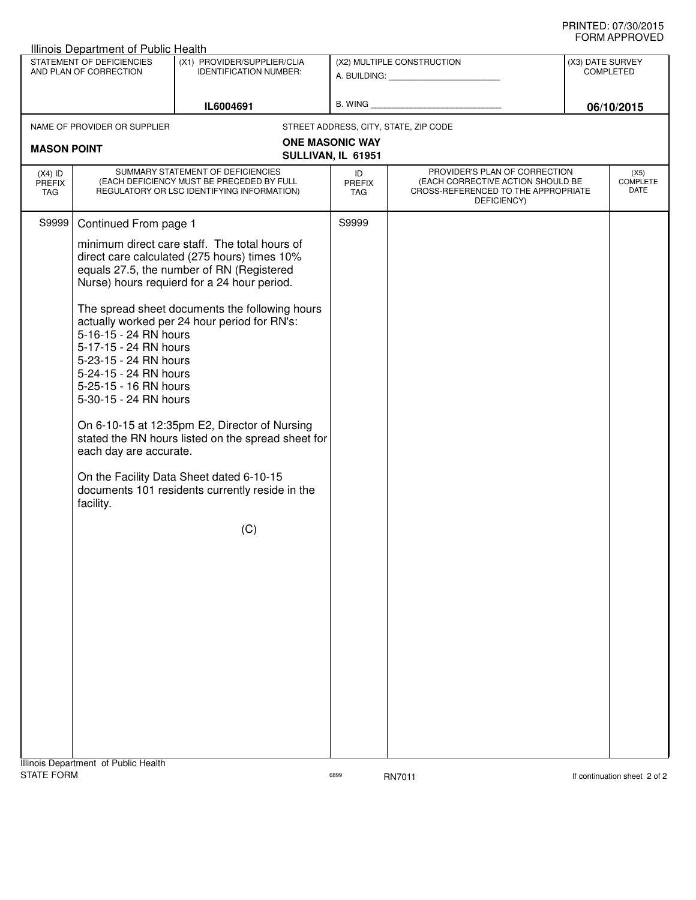PRINTED: 07/30/2015
FORM APPROVED

Illinois Department of Public Health

| STATEMENT OF DEFICIENCIES AND PLAN OF CORRECTION | (X1) PROVIDER/SUPPLIER/CLIA IDENTIFICATION NUMBER: | (X2) MULTIPLE CONSTRUCTION | (X3) DATE SURVEY COMPLETED |
|---|---|---|---|
| | IL6004691 | A. BUILDING: ______ B. WING ______ | 06/10/2015 |

NAME OF PROVIDER OR SUPPLIER: **MASON POINT**

STREET ADDRESS, CITY, STATE, ZIP CODE: **ONE MASONIC WAY, SULLIVAN, IL 61951**

| (X4) ID PREFIX TAG | SUMMARY STATEMENT OF DEFICIENCIES (EACH DEFICIENCY MUST BE PRECEDED BY FULL REGULATORY OR LSC IDENTIFYING INFORMATION) | ID PREFIX TAG | PROVIDER'S PLAN OF CORRECTION (EACH CORRECTIVE ACTION SHOULD BE CROSS-REFERENCED TO THE APPROPRIATE DEFICIENCY) | (X5) COMPLETE DATE |
|---|---|---|---|---|
| S9999 | Continued From page 1 | S9999 | | |

minimum direct care staff. The total hours of direct care calculated (275 hours) times 10% equals 27.5, the number of RN (Registered Nurse) hours requierd for a 24 hour period.

The spread sheet documents the following hours actually worked per 24 hour period for RN's:
5-16-15 - 24 RN hours
5-17-15 - 24 RN hours
5-23-15 - 24 RN hours
5-24-15 - 24 RN hours
5-25-15 - 16 RN hours
5-30-15 - 24 RN hours

On 6-10-15 at 12:35pm E2, Director of Nursing stated the RN hours listed on the spread sheet for each day are accurate.

On the Facility Data Sheet dated 6-10-15 documents 101 residents currently reside in the facility.

(C)

Illinois Department of Public Health
STATE FORM 6899 RN7011